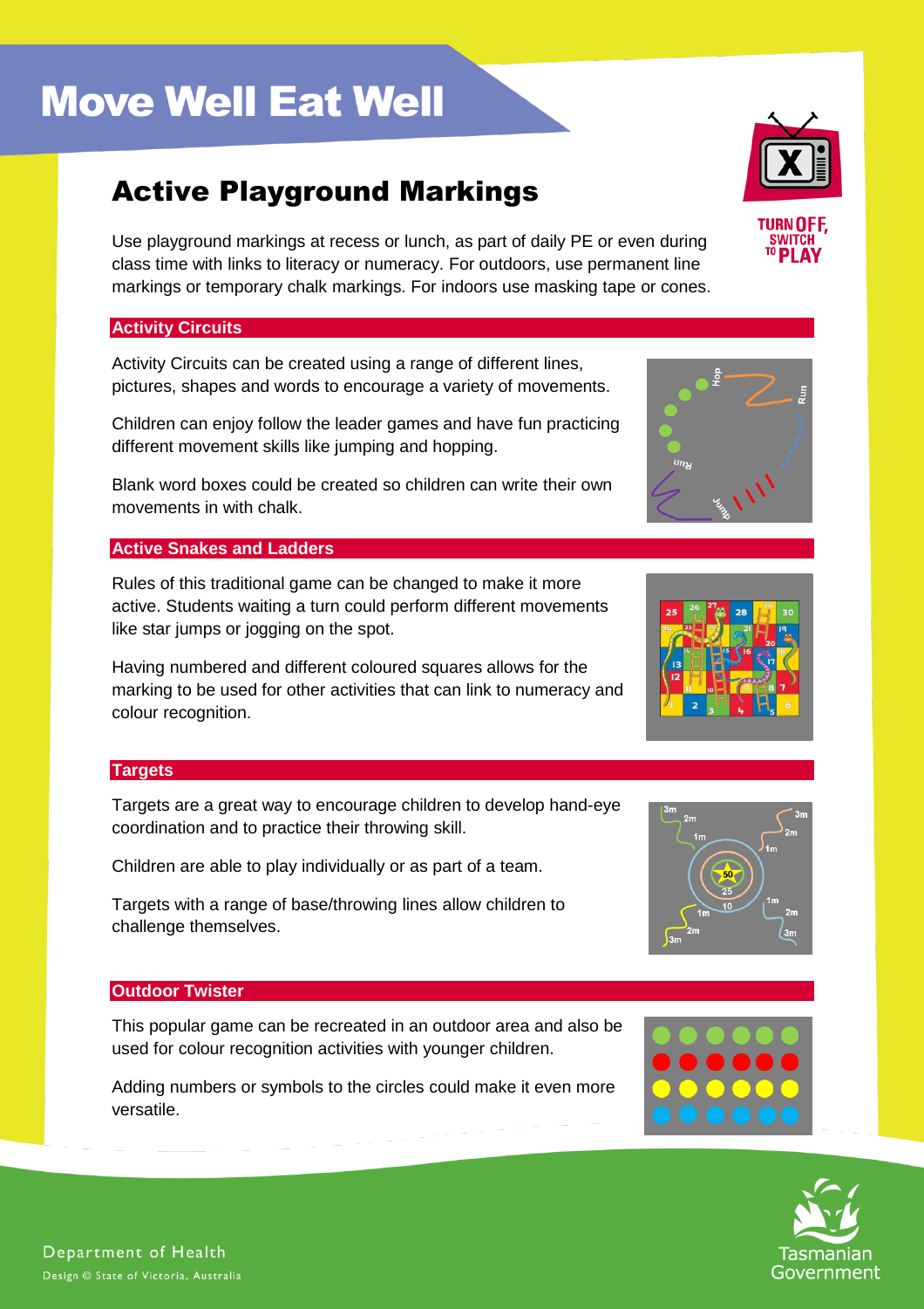# Move Well Eat Well

## Active Playground Markings

Use playground markings at recess or lunch, as part of daily PE or even during class time with links to literacy or numeracy. For outdoors, use permanent line markings or temporary chalk markings. For indoors use masking tape or cones.

### Activity Circuits

Activity Circuits can be created using a range of different lines, pictures, shapes and words to encourage a variety of movements.

Children can enjoy follow the leader games and have fun practicing different movement skills like jumping and hopping.

Blank word boxes could be created so children can write their own movements in with chalk.

### Active Snakes and Ladders

Rules of this traditional game can be changed to make it more active. Students waiting a turn could perform different movements like star jumps or jogging on the spot.

Having numbered and different coloured squares allows for the marking to be used for other activities that can link to numeracy and colour recognition.

### Targets

Targets are a great way to encourage children to develop hand-eye coordination and to practice their throwing skill.

Children are able to play individually or as part of a team.

Targets with a range of base/throwing lines allow children to challenge themselves.

### Outdoor Twister

This popular game can be recreated in an outdoor area and also be used for colour recognition activities with younger children.

Adding numbers or symbols to the circles could make it even more versatile.

Department of Health

Design © State of Victoria, Australia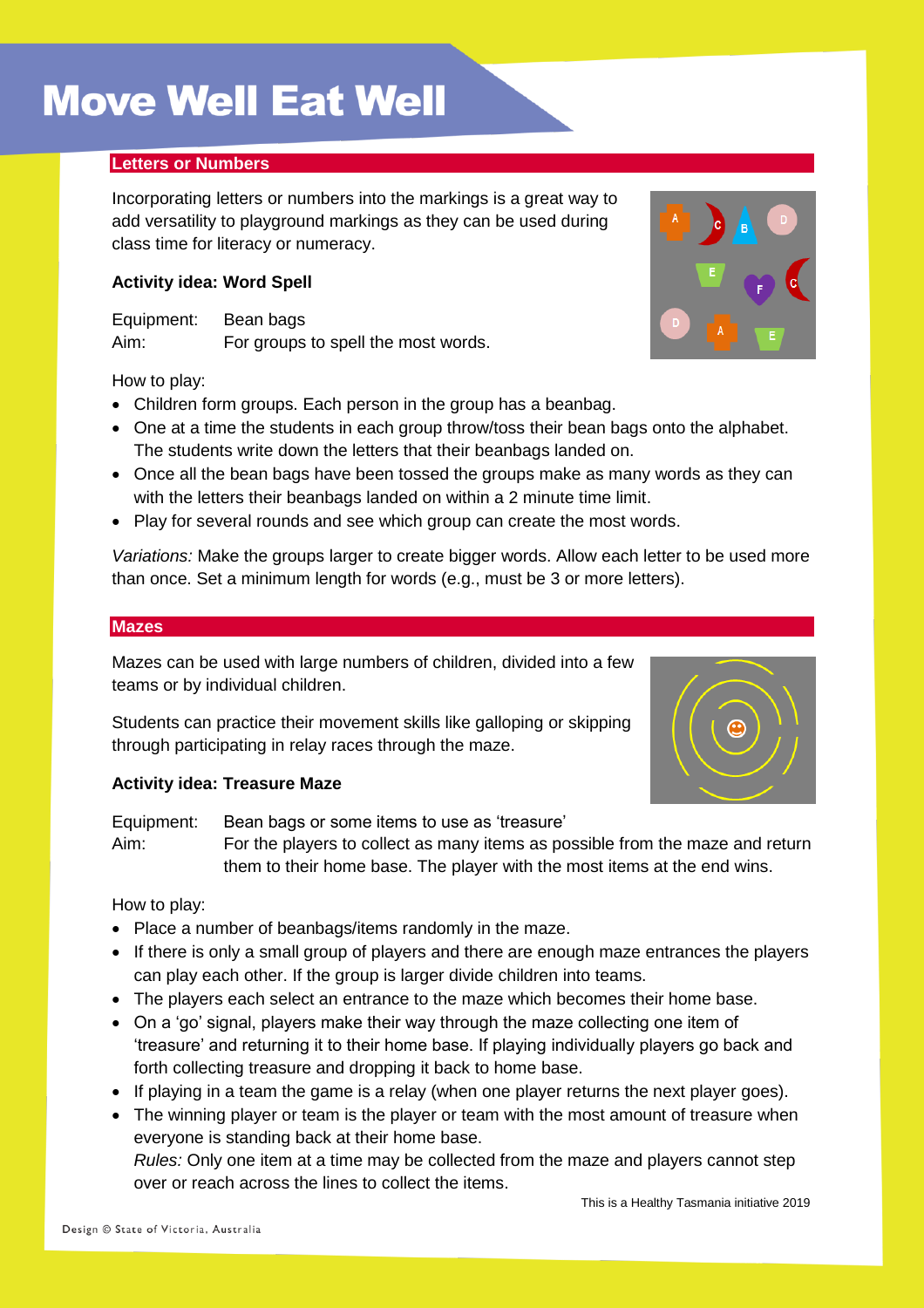# Move Well Eat Well

## Letters or Numbers

Incorporating letters or numbers into the markings is a great way to add versatility to playground markings as they can be used during class time for literacy or numeracy.

**Activity idea: Word Spell**

Equipment: Bean bags
Aim: For groups to spell the most words.

How to play:

- Children form groups. Each person in the group has a beanbag.
- One at a time the students in each group throw/toss their bean bags onto the alphabet. The students write down the letters that their beanbags landed on.
- Once all the bean bags have been tossed the groups make as many words as they can with the letters their beanbags landed on within a 2 minute time limit.
- Play for several rounds and see which group can create the most words.

*Variations:* Make the groups larger to create bigger words. Allow each letter to be used more than once. Set a minimum length for words (e.g., must be 3 or more letters).

## Mazes

Mazes can be used with large numbers of children, divided into a few teams or by individual children.

Students can practice their movement skills like galloping or skipping through participating in relay races through the maze.

**Activity idea: Treasure Maze**

Equipment: Bean bags or some items to use as 'treasure'
Aim: For the players to collect as many items as possible from the maze and return them to their home base. The player with the most items at the end wins.

How to play:

- Place a number of beanbags/items randomly in the maze.
- If there is only a small group of players and there are enough maze entrances the players can play each other. If the group is larger divide children into teams.
- The players each select an entrance to the maze which becomes their home base.
- On a 'go' signal, players make their way through the maze collecting one item of 'treasure' and returning it to their home base. If playing individually players go back and forth collecting treasure and dropping it back to home base.
- If playing in a team the game is a relay (when one player returns the next player goes).
- The winning player or team is the player or team with the most amount of treasure when everyone is standing back at their home base.
  *Rules:* Only one item at a time may be collected from the maze and players cannot step over or reach across the lines to collect the items.

This is a Healthy Tasmania initiative 2019

Design © State of Victoria, Australia